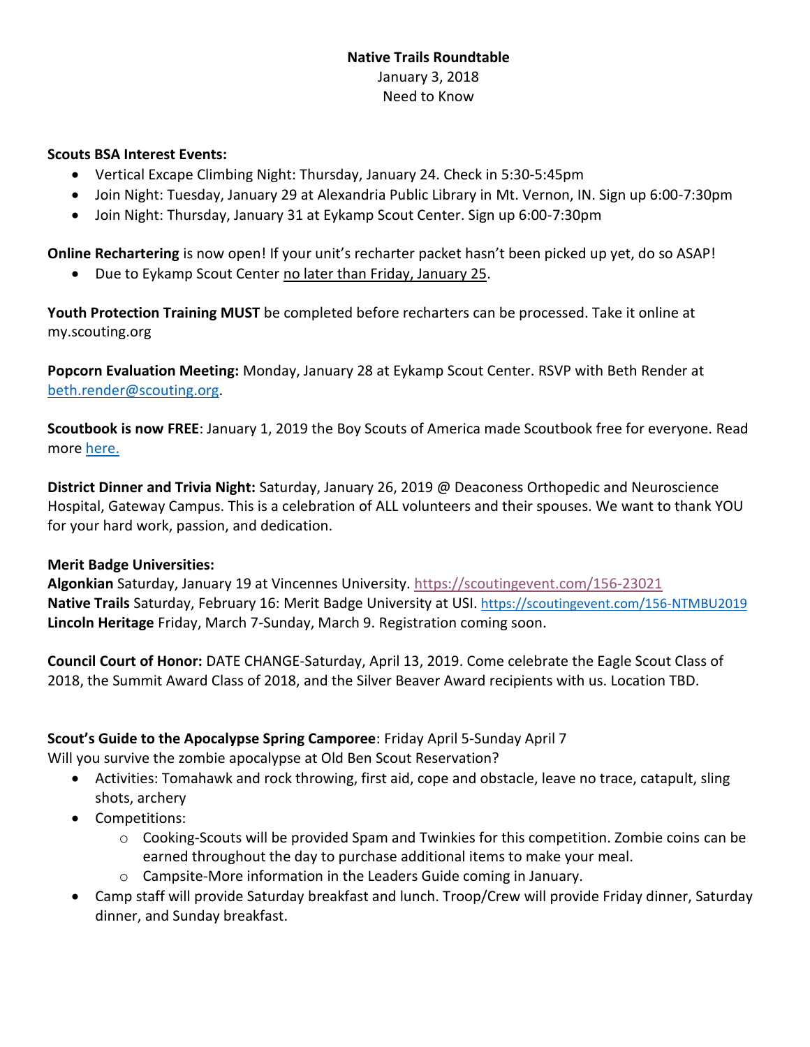**Native Trails Roundtable**
January 3, 2018
Need to Know

**Scouts BSA Interest Events:**

- Vertical Excape Climbing Night: Thursday, January 24. Check in 5:30-5:45pm
- Join Night: Tuesday, January 29 at Alexandria Public Library in Mt. Vernon, IN. Sign up 6:00-7:30pm
- Join Night: Thursday, January 31 at Eykamp Scout Center. Sign up 6:00-7:30pm

**Online Rechartering** is now open! If your unit's recharter packet hasn't been picked up yet, do so ASAP!

- Due to Eykamp Scout Center no later than Friday, January 25.

**Youth Protection Training MUST** be completed before recharters can be processed. Take it online at my.scouting.org

**Popcorn Evaluation Meeting:** Monday, January 28 at Eykamp Scout Center. RSVP with Beth Render at beth.render@scouting.org.

**Scoutbook is now FREE**: January 1, 2019 the Boy Scouts of America made Scoutbook free for everyone. Read more here.

**District Dinner and Trivia Night:** Saturday, January 26, 2019 @ Deaconess Orthopedic and Neuroscience Hospital, Gateway Campus. This is a celebration of ALL volunteers and their spouses. We want to thank YOU for your hard work, passion, and dedication.

**Merit Badge Universities:**
**Algonkian** Saturday, January 19 at Vincennes University. https://scoutingevent.com/156-23021
**Native Trails** Saturday, February 16: Merit Badge University at USI. https://scoutingevent.com/156-NTMBU2019
**Lincoln Heritage** Friday, March 7-Sunday, March 9. Registration coming soon.

**Council Court of Honor:** DATE CHANGE-Saturday, April 13, 2019. Come celebrate the Eagle Scout Class of 2018, the Summit Award Class of 2018, and the Silver Beaver Award recipients with us. Location TBD.

**Scout's Guide to the Apocalypse Spring Camporee**: Friday April 5-Sunday April 7
Will you survive the zombie apocalypse at Old Ben Scout Reservation?

- Activities: Tomahawk and rock throwing, first aid, cope and obstacle, leave no trace, catapult, sling shots, archery
- Competitions:
  - Cooking-Scouts will be provided Spam and Twinkies for this competition. Zombie coins can be earned throughout the day to purchase additional items to make your meal.
  - Campsite-More information in the Leaders Guide coming in January.
- Camp staff will provide Saturday breakfast and lunch. Troop/Crew will provide Friday dinner, Saturday dinner, and Sunday breakfast.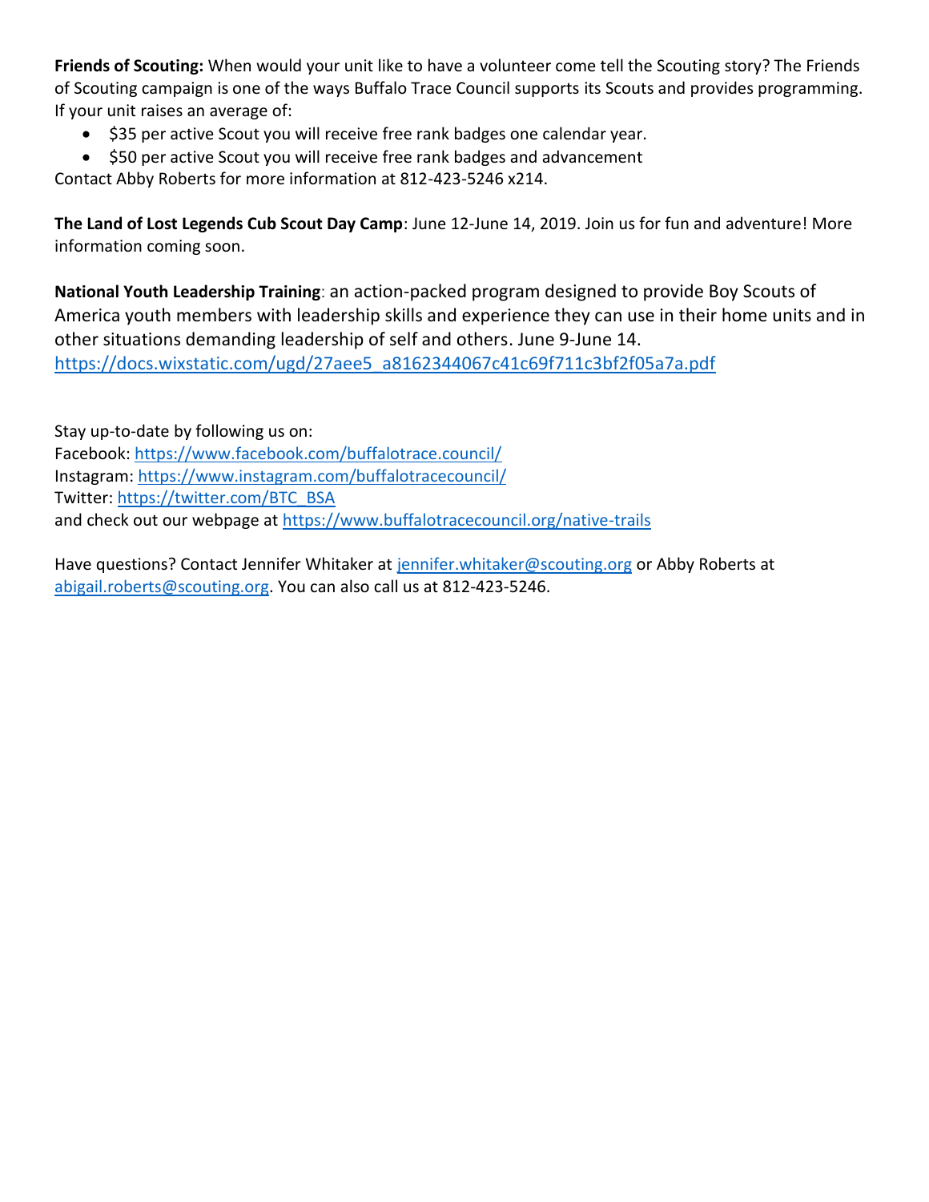**Friends of Scouting:** When would your unit like to have a volunteer come tell the Scouting story? The Friends of Scouting campaign is one of the ways Buffalo Trace Council supports its Scouts and provides programming. If your unit raises an average of:

- $35 per active Scout you will receive free rank badges one calendar year.
- $50 per active Scout you will receive free rank badges and advancement

Contact Abby Roberts for more information at 812-423-5246 x214.

**The Land of Lost Legends Cub Scout Day Camp**: June 12-June 14, 2019. Join us for fun and adventure! More information coming soon.

**National Youth Leadership Training**: an action-packed program designed to provide Boy Scouts of America youth members with leadership skills and experience they can use in their home units and in other situations demanding leadership of self and others. June 9-June 14.
https://docs.wixstatic.com/ugd/27aee5_a8162344067c41c69f711c3bf2f05a7a.pdf

Stay up-to-date by following us on:
Facebook: https://www.facebook.com/buffalotrace.council/
Instagram: https://www.instagram.com/buffalotracecouncil/
Twitter: https://twitter.com/BTC_BSA
and check out our webpage at https://www.buffalotracecouncil.org/native-trails

Have questions? Contact Jennifer Whitaker at jennifer.whitaker@scouting.org or Abby Roberts at abigail.roberts@scouting.org. You can also call us at 812-423-5246.